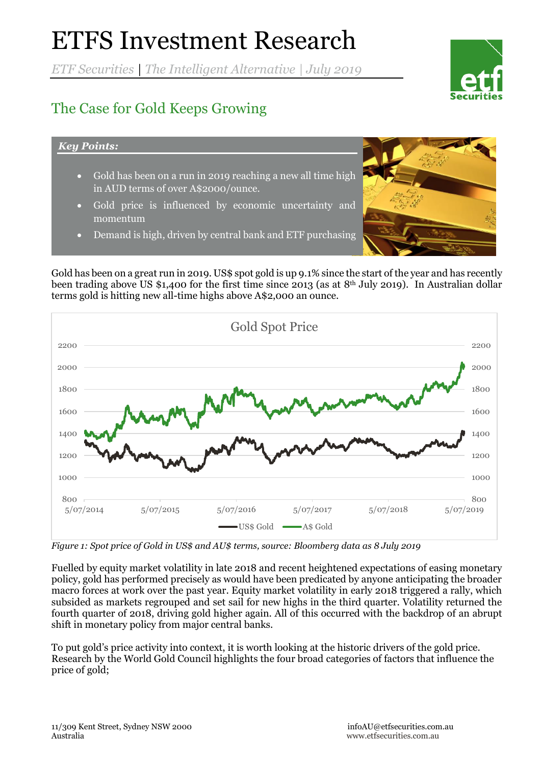# ETFS Investment Research

*ETF Securities | The Intelligent Alternative | July 2019*

## The Case for Gold Keeps Growing

***Key Points:***

- Gold has been on a run in 2019 reaching a new all time high in AUD terms of over A$2000/ounce.
- Gold price is influenced by economic uncertainty and momentum
- Demand is high, driven by central bank and ETF purchasing

Gold has been on a great run in 2019. US$ spot gold is up 9.1% since the start of the year and has recently been trading above US $1,400 for the first time since 2013 (as at 8th July 2019). In Australian dollar terms gold is hitting new all-time highs above A$2,000 an ounce.

Gold Spot Price

2200
2000
1800
1600
1400
1200
1000
800

5/07/2014
5/07/2015
5/07/2016
5/07/2017
5/07/2018
5/07/2019

US$ Gold
A$ Gold

*Figure 1: Spot price of Gold in US$ and AU$ terms, source: Bloomberg data as 8 July 2019*

Fuelled by equity market volatility in late 2018 and recent heightened expectations of easing monetary policy, gold has performed precisely as would have been predicated by anyone anticipating the broader macro forces at work over the past year. Equity market volatility in early 2018 triggered a rally, which subsided as markets regrouped and set sail for new highs in the third quarter. Volatility returned the fourth quarter of 2018, driving gold higher again. All of this occurred with the backdrop of an abrupt shift in monetary policy from major central banks.

To put gold's price activity into context, it is worth looking at the historic drivers of the gold price. Research by the World Gold Council highlights the four broad categories of factors that influence the price of gold;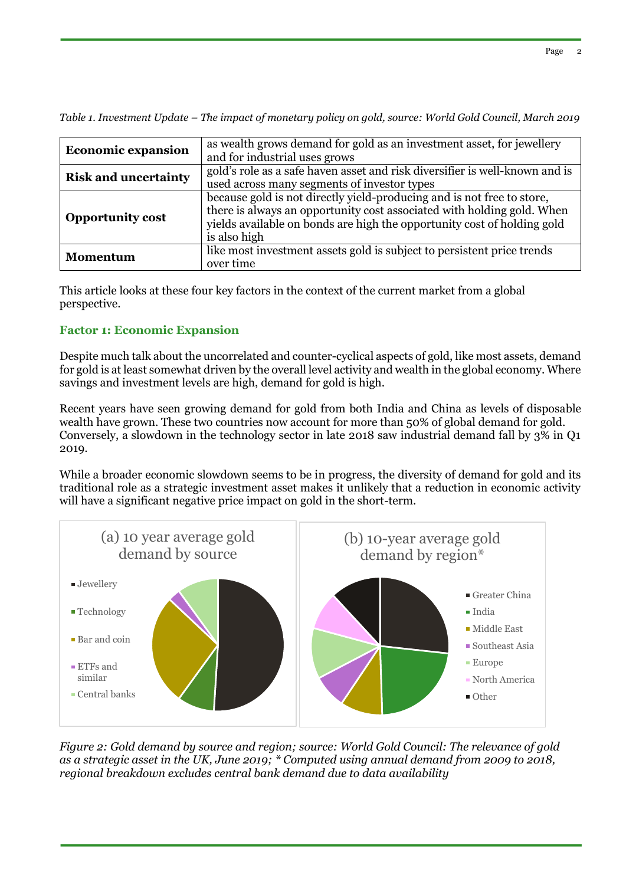*Table 1. Investment Update – The impact of monetary policy on gold, source: World Gold Council, March 2019*

| | |
|---|---|
| **Economic expansion** | as wealth grows demand for gold as an investment asset, for jewellery and for industrial uses grows |
| **Risk and uncertainty** | gold's role as a safe haven asset and risk diversifier is well-known and is used across many segments of investor types |
| **Opportunity cost** | because gold is not directly yield-producing and is not free to store, there is always an opportunity cost associated with holding gold. When yields available on bonds are high the opportunity cost of holding gold is also high |
| **Momentum** | like most investment assets gold is subject to persistent price trends over time |

This article looks at these four key factors in the context of the current market from a global perspective.

### Factor 1: Economic Expansion

Despite much talk about the uncorrelated and counter-cyclical aspects of gold, like most assets, demand for gold is at least somewhat driven by the overall level activity and wealth in the global economy. Where savings and investment levels are high, demand for gold is high.

Recent years have seen growing demand for gold from both India and China as levels of disposable wealth have grown. These two countries now account for more than 50% of global demand for gold. Conversely, a slowdown in the technology sector in late 2018 saw industrial demand fall by 3% in Q1 2019.

While a broader economic slowdown seems to be in progress, the diversity of demand for gold and its traditional role as a strategic investment asset makes it unlikely that a reduction in economic activity will have a significant negative price impact on gold in the short-term.

(a) 10 year average gold demand by source

Jewellery
Technology
Bar and coin
ETFs and similar
Central banks

(b) 10-year average gold demand by region*

Greater China
India
Middle East
Southeast Asia
Europe
North America
Other

*Figure 2: Gold demand by source and region; source: World Gold Council: The relevance of gold as a strategic asset in the UK, June 2019; * Computed using annual demand from 2009 to 2018, regional breakdown excludes central bank demand due to data availability*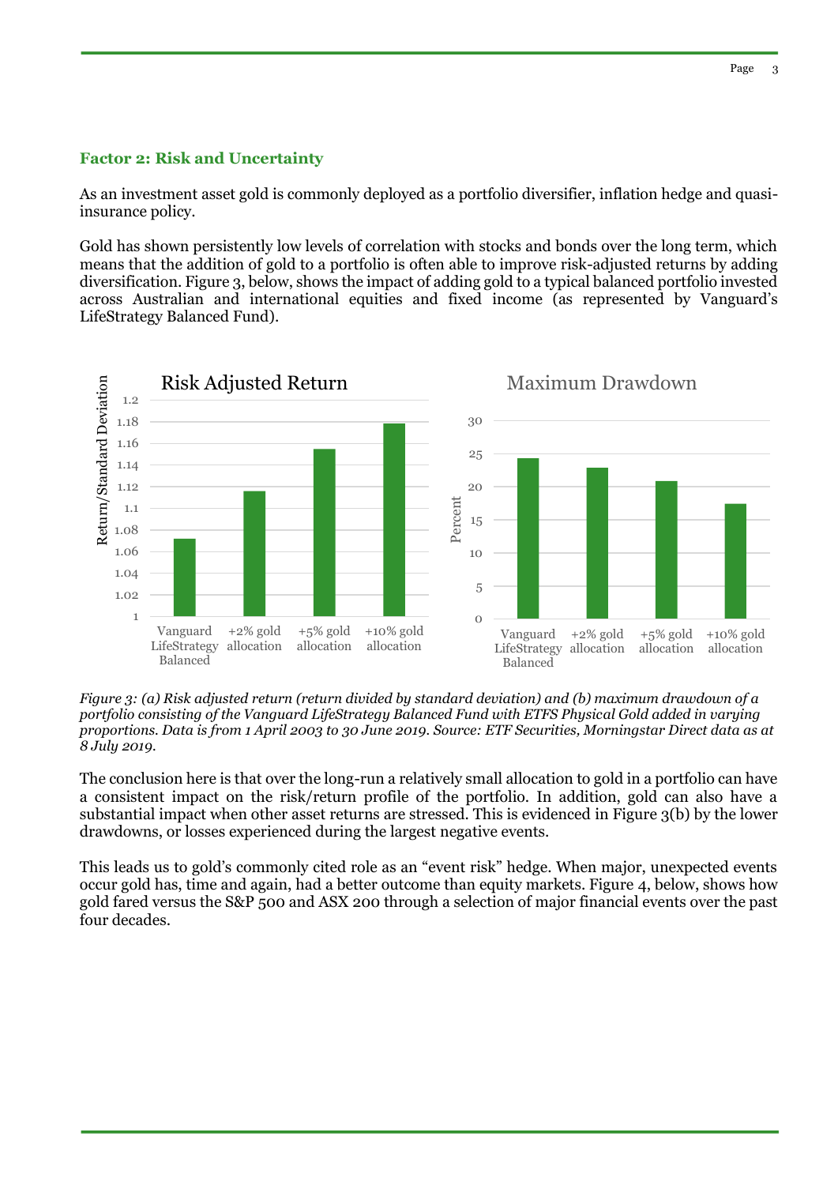### Factor 2: Risk and Uncertainty

As an investment asset gold is commonly deployed as a portfolio diversifier, inflation hedge and quasi-insurance policy.

Gold has shown persistently low levels of correlation with stocks and bonds over the long term, which means that the addition of gold to a portfolio is often able to improve risk-adjusted returns by adding diversification. Figure 3, below, shows the impact of adding gold to a typical balanced portfolio invested across Australian and international equities and fixed income (as represented by Vanguard's LifeStrategy Balanced Fund).

Risk Adjusted Return

Return/Standard Deviation

1.2
1.18
1.16
1.14
1.12
1.1
1.08
1.06
1.04
1.02
1

Vanguard LifeStrategy Balanced
+2% gold allocation
+5% gold allocation
+10% gold allocation

Maximum Drawdown

Percent

30
25
20
15
10
5
0

Vanguard LifeStrategy Balanced
+2% gold allocation
+5% gold allocation
+10% gold allocation

*Figure 3: (a) Risk adjusted return (return divided by standard deviation) and (b) maximum drawdown of a portfolio consisting of the Vanguard LifeStrategy Balanced Fund with ETFS Physical Gold added in varying proportions. Data is from 1 April 2003 to 30 June 2019. Source: ETF Securities, Morningstar Direct data as at 8 July 2019.*

The conclusion here is that over the long-run a relatively small allocation to gold in a portfolio can have a consistent impact on the risk/return profile of the portfolio. In addition, gold can also have a substantial impact when other asset returns are stressed. This is evidenced in Figure 3(b) by the lower drawdowns, or losses experienced during the largest negative events.

This leads us to gold's commonly cited role as an "event risk" hedge. When major, unexpected events occur gold has, time and again, had a better outcome than equity markets. Figure 4, below, shows how gold fared versus the S&P 500 and ASX 200 through a selection of major financial events over the past four decades.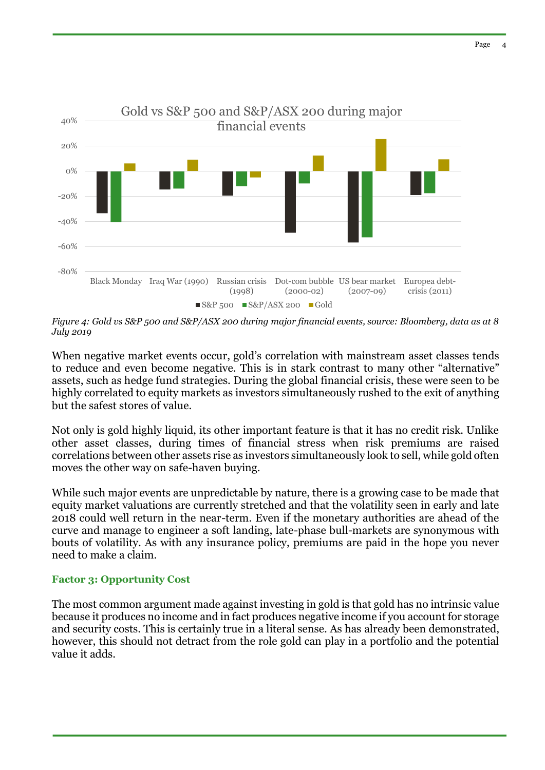*Figure 4: Gold vs S&P 500 and S&P/ASX 200 during major financial events, source: Bloomberg, data as at 8 July 2019*

When negative market events occur, gold's correlation with mainstream asset classes tends to reduce and even become negative. This is in stark contrast to many other "alternative" assets, such as hedge fund strategies. During the global financial crisis, these were seen to be highly correlated to equity markets as investors simultaneously rushed to the exit of anything but the safest stores of value.

Not only is gold highly liquid, its other important feature is that it has no credit risk. Unlike other asset classes, during times of financial stress when risk premiums are raised correlations between other assets rise as investors simultaneously look to sell, while gold often moves the other way on safe-haven buying.

While such major events are unpredictable by nature, there is a growing case to be made that equity market valuations are currently stretched and that the volatility seen in early and late 2018 could well return in the near-term. Even if the monetary authorities are ahead of the curve and manage to engineer a soft landing, late-phase bull-markets are synonymous with bouts of volatility. As with any insurance policy, premiums are paid in the hope you never need to make a claim.

### Factor 3: Opportunity Cost

The most common argument made against investing in gold is that gold has no intrinsic value because it produces no income and in fact produces negative income if you account for storage and security costs. This is certainly true in a literal sense. As has already been demonstrated, however, this should not detract from the role gold can play in a portfolio and the potential value it adds.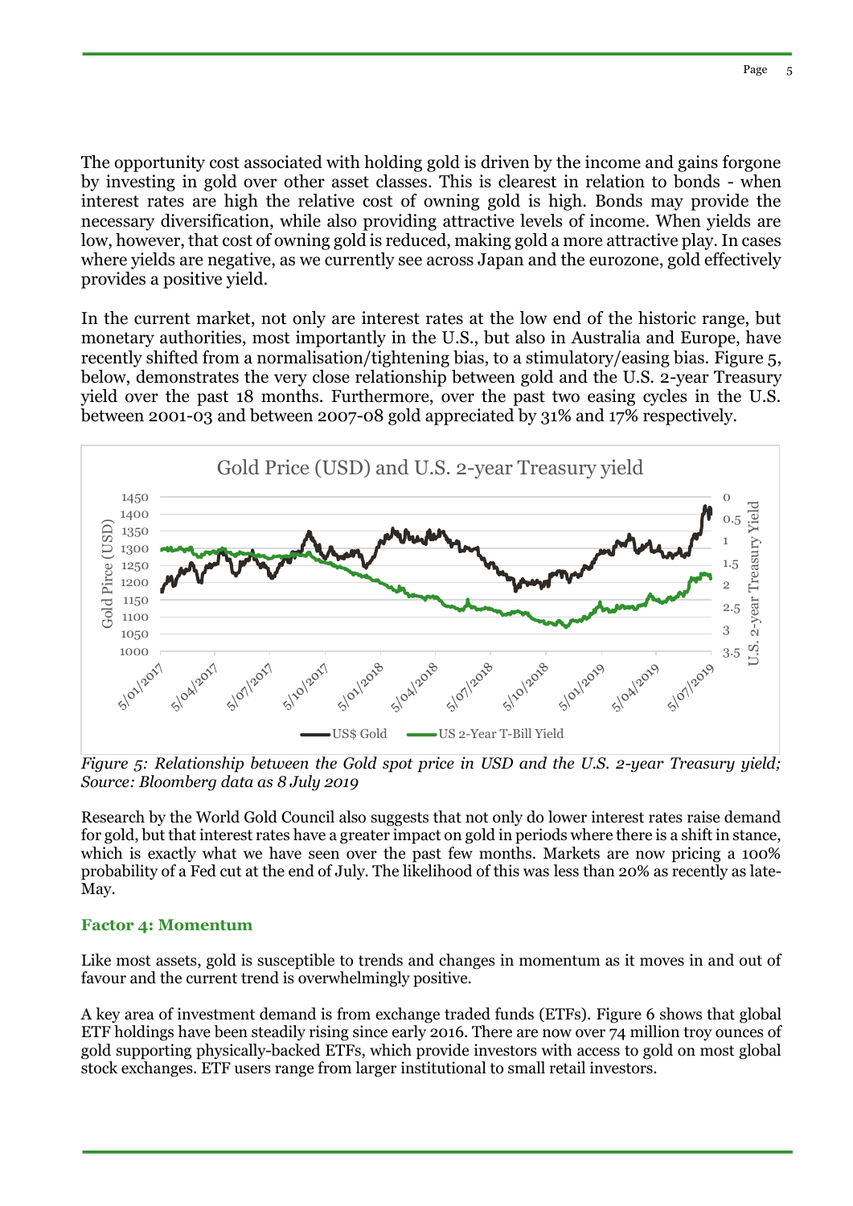The opportunity cost associated with holding gold is driven by the income and gains forgone by investing in gold over other asset classes. This is clearest in relation to bonds - when interest rates are high the relative cost of owning gold is high. Bonds may provide the necessary diversification, while also providing attractive levels of income. When yields are low, however, that cost of owning gold is reduced, making gold a more attractive play. In cases where yields are negative, as we currently see across Japan and the eurozone, gold effectively provides a positive yield.

In the current market, not only are interest rates at the low end of the historic range, but monetary authorities, most importantly in the U.S., but also in Australia and Europe, have recently shifted from a normalisation/tightening bias, to a stimulatory/easing bias. Figure 5, below, demonstrates the very close relationship between gold and the U.S. 2-year Treasury yield over the past 18 months. Furthermore, over the past two easing cycles in the U.S. between 2001-03 and between 2007-08 gold appreciated by 31% and 17% respectively.

Gold Price (USD) and U.S. 2-year Treasury yield

Gold Pirce (USD)

1450
1400
1350
1300
1250
1200
1150
1100
1050
1000

U.S. 2-year Treasury Yield

0
0.5
1
1.5
2
2.5
3
3.5

5/01/2017
5/04/2017
5/07/2017
5/10/2017
5/01/2018
5/04/2018
5/07/2018
5/10/2018
5/01/2019
5/04/2019
5/07/2019

US$ Gold
US 2-Year T-Bill Yield

*Figure 5: Relationship between the Gold spot price in USD and the U.S. 2-year Treasury yield; Source: Bloomberg data as 8 July 2019*

Research by the World Gold Council also suggests that not only do lower interest rates raise demand for gold, but that interest rates have a greater impact on gold in periods where there is a shift in stance, which is exactly what we have seen over the past few months. Markets are now pricing a 100% probability of a Fed cut at the end of July. The likelihood of this was less than 20% as recently as late-May.

### Factor 4: Momentum

Like most assets, gold is susceptible to trends and changes in momentum as it moves in and out of favour and the current trend is overwhelmingly positive.

A key area of investment demand is from exchange traded funds (ETFs). Figure 6 shows that global ETF holdings have been steadily rising since early 2016. There are now over 74 million troy ounces of gold supporting physically-backed ETFs, which provide investors with access to gold on most global stock exchanges. ETF users range from larger institutional to small retail investors.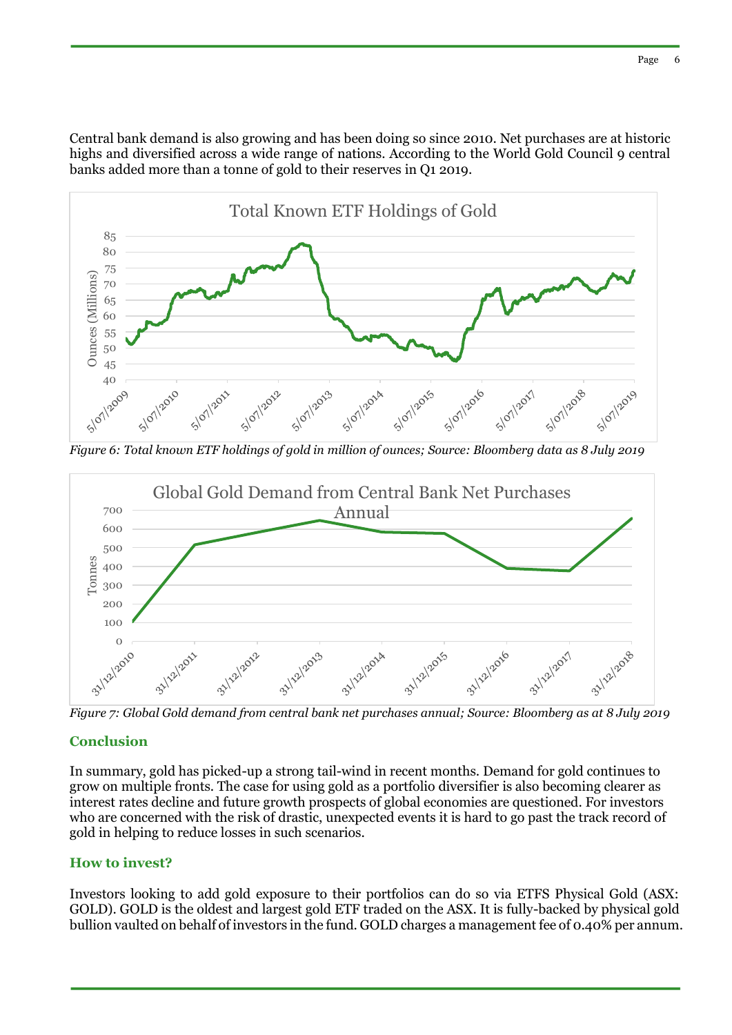Central bank demand is also growing and has been doing so since 2010. Net purchases are at historic highs and diversified across a wide range of nations. According to the World Gold Council 9 central banks added more than a tonne of gold to their reserves in Q1 2019.

Total Known ETF Holdings of Gold

Ounces (Millions)

85
80
75
70
65
60
55
50
45
40

5/07/2009
5/07/2010
5/07/2011
5/07/2012
5/07/2013
5/07/2014
5/07/2015
5/07/2016
5/07/2017
5/07/2018
5/07/2019

*Figure 6: Total known ETF holdings of gold in million of ounces; Source: Bloomberg data as 8 July 2019*

Global Gold Demand from Central Bank Net Purchases Annual

Tonnes

700
600
500
400
300
200
100
0

31/12/2010
31/12/2011
31/12/2012
31/12/2013
31/12/2014
31/12/2015
31/12/2016
31/12/2017
31/12/2018

*Figure 7: Global Gold demand from central bank net purchases annual; Source: Bloomberg as at 8 July 2019*

## Conclusion

In summary, gold has picked-up a strong tail-wind in recent months. Demand for gold continues to grow on multiple fronts. The case for using gold as a portfolio diversifier is also becoming clearer as interest rates decline and future growth prospects of global economies are questioned. For investors who are concerned with the risk of drastic, unexpected events it is hard to go past the track record of gold in helping to reduce losses in such scenarios.

## How to invest?

Investors looking to add gold exposure to their portfolios can do so via ETFS Physical Gold (ASX: GOLD). GOLD is the oldest and largest gold ETF traded on the ASX. It is fully-backed by physical gold bullion vaulted on behalf of investors in the fund. GOLD charges a management fee of 0.40% per annum.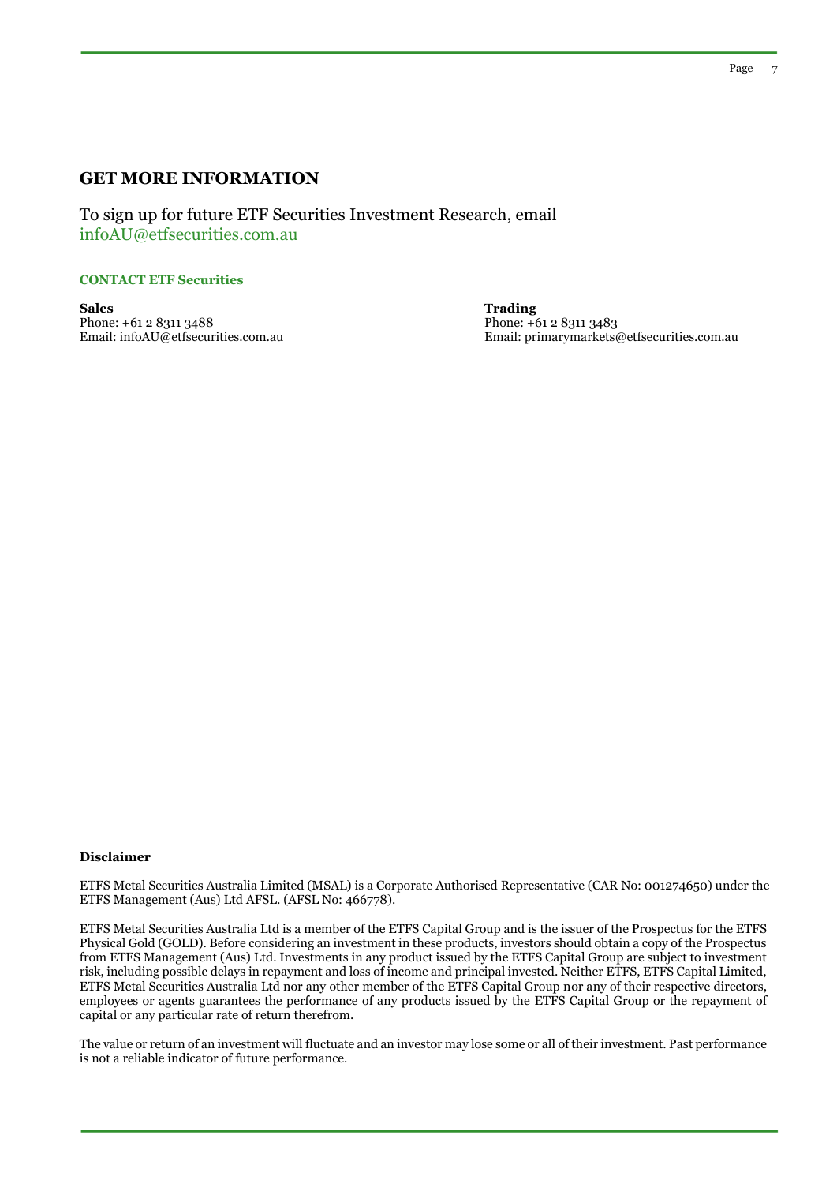## GET MORE INFORMATION

To sign up for future ETF Securities Investment Research, email infoAU@etfsecurities.com.au

### CONTACT ETF Securities

**Sales**
Phone: +61 2 8311 3488
Email: infoAU@etfsecurities.com.au

**Trading**
Phone: +61 2 8311 3483
Email: primarymarkets@etfsecurities.com.au

**Disclaimer**

ETFS Metal Securities Australia Limited (MSAL) is a Corporate Authorised Representative (CAR No: 001274650) under the ETFS Management (Aus) Ltd AFSL. (AFSL No: 466778).

ETFS Metal Securities Australia Ltd is a member of the ETFS Capital Group and is the issuer of the Prospectus for the ETFS Physical Gold (GOLD). Before considering an investment in these products, investors should obtain a copy of the Prospectus from ETFS Management (Aus) Ltd. Investments in any product issued by the ETFS Capital Group are subject to investment risk, including possible delays in repayment and loss of income and principal invested. Neither ETFS, ETFS Capital Limited, ETFS Metal Securities Australia Ltd nor any other member of the ETFS Capital Group nor any of their respective directors, employees or agents guarantees the performance of any products issued by the ETFS Capital Group or the repayment of capital or any particular rate of return therefrom.

The value or return of an investment will fluctuate and an investor may lose some or all of their investment. Past performance is not a reliable indicator of future performance.